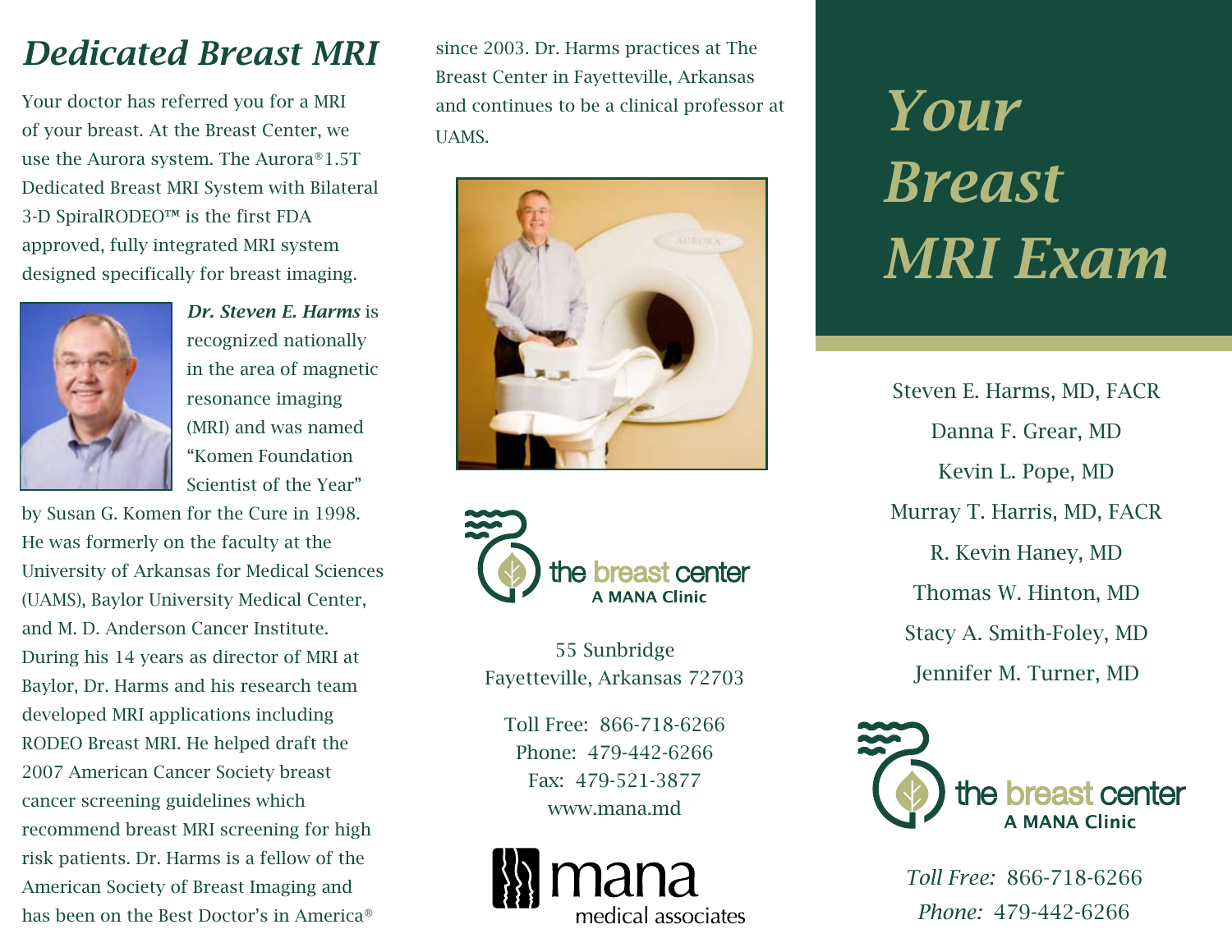## *Dedicated Breast MRI*

Your doctor has referred you for a MRI of your breast. At the Breast Center, we use the Aurora system. The Aurora® 1.5T Dedicated Breast MRI System with Bilateral 3-D SpiralRODEO™ is the first FDA approved, fully integrated MRI system designed specifically for breast imaging.

***Dr. Steven E. Harms*** is recognized nationally in the area of magnetic resonance imaging (MRI) and was named "Komen Foundation Scientist of the Year" by Susan G. Komen for the Cure in 1998. He was formerly on the faculty at the University of Arkansas for Medical Sciences (UAMS), Baylor University Medical Center, and M. D. Anderson Cancer Institute. During his 14 years as director of MRI at Baylor, Dr. Harms and his research team developed MRI applications including RODEO Breast MRI. He helped draft the 2007 American Cancer Society breast cancer screening guidelines which recommend breast MRI screening for high risk patients. Dr. Harms is a fellow of the American Society of Breast Imaging and has been on the Best Doctor's in America® since 2003. Dr. Harms practices at The Breast Center in Fayetteville, Arkansas and continues to be a clinical professor at UAMS.

the breast center
A MANA Clinic

55 Sunbridge
Fayetteville, Arkansas 72703

Toll Free: 866-718-6266
Phone: 479-442-6266
Fax: 479-521-3877
www.mana.md

mana
medical associates

# *Your Breast MRI Exam*

Steven E. Harms, MD, FACR
Danna F. Grear, MD
Kevin L. Pope, MD
Murray T. Harris, MD, FACR
R. Kevin Haney, MD
Thomas W. Hinton, MD
Stacy A. Smith-Foley, MD
Jennifer M. Turner, MD

the breast center
A MANA Clinic

*Toll Free:* 866-718-6266
*Phone:* 479-442-6266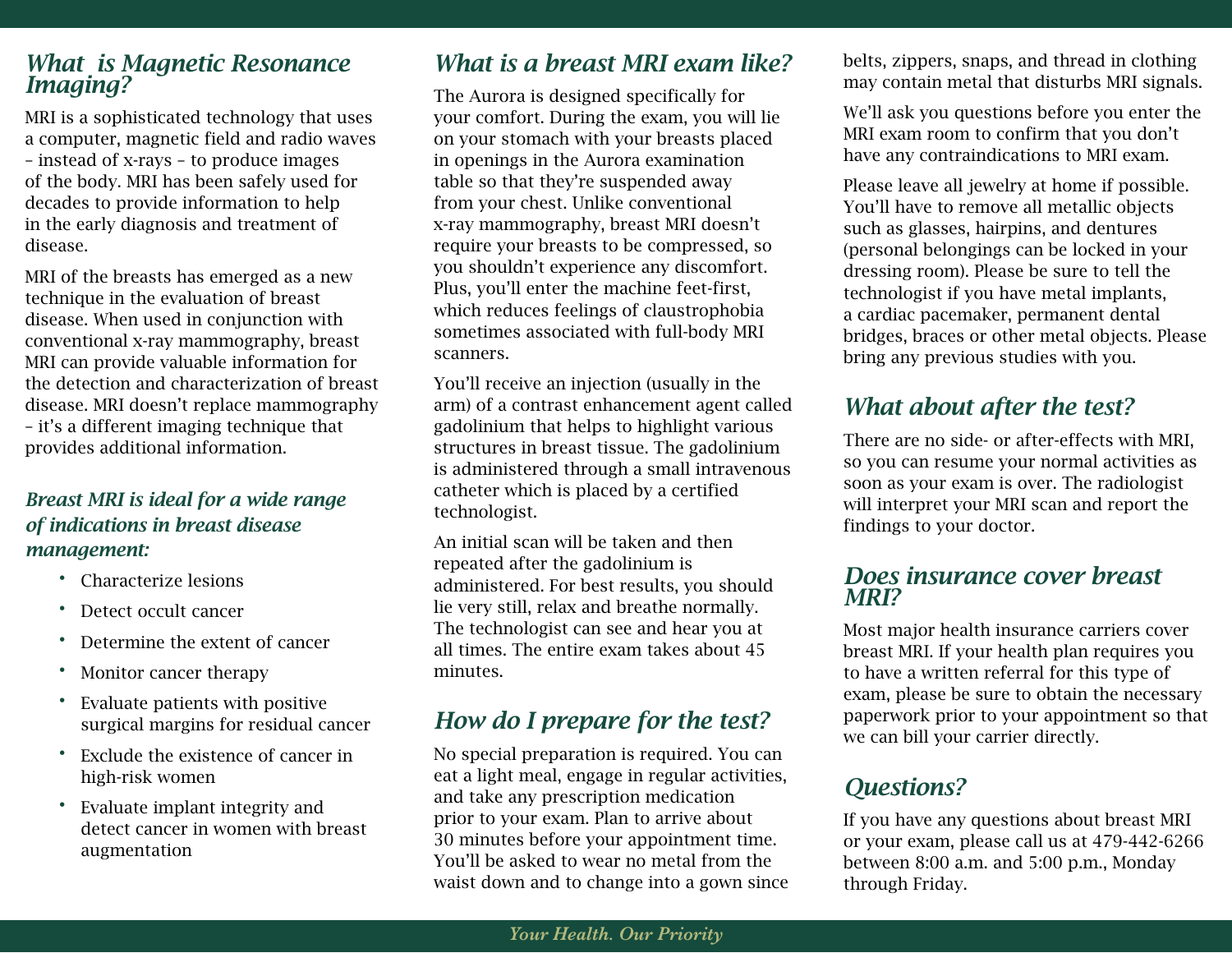## What is Magnetic Resonance Imaging?

MRI is a sophisticated technology that uses a computer, magnetic field and radio waves – instead of x-rays – to produce images of the body. MRI has been safely used for decades to provide information to help in the early diagnosis and treatment of disease.

MRI of the breasts has emerged as a new technique in the evaluation of breast disease. When used in conjunction with conventional x-ray mammography, breast MRI can provide valuable information for the detection and characterization of breast disease. MRI doesn't replace mammography – it's a different imaging technique that provides additional information.

### Breast MRI is ideal for a wide range of indications in breast disease management:

- Characterize lesions
- Detect occult cancer
- Determine the extent of cancer
- Monitor cancer therapy
- Evaluate patients with positive surgical margins for residual cancer
- Exclude the existence of cancer in high-risk women
- Evaluate implant integrity and detect cancer in women with breast augmentation

## What is a breast MRI exam like?

The Aurora is designed specifically for your comfort. During the exam, you will lie on your stomach with your breasts placed in openings in the Aurora examination table so that they're suspended away from your chest. Unlike conventional x-ray mammography, breast MRI doesn't require your breasts to be compressed, so you shouldn't experience any discomfort. Plus, you'll enter the machine feet-first, which reduces feelings of claustrophobia sometimes associated with full-body MRI scanners.

You'll receive an injection (usually in the arm) of a contrast enhancement agent called gadolinium that helps to highlight various structures in breast tissue. The gadolinium is administered through a small intravenous catheter which is placed by a certified technologist.

An initial scan will be taken and then repeated after the gadolinium is administered. For best results, you should lie very still, relax and breathe normally. The technologist can see and hear you at all times. The entire exam takes about 45 minutes.

## How do I prepare for the test?

No special preparation is required. You can eat a light meal, engage in regular activities, and take any prescription medication prior to your exam. Plan to arrive about 30 minutes before your appointment time. You'll be asked to wear no metal from the waist down and to change into a gown since belts, zippers, snaps, and thread in clothing may contain metal that disturbs MRI signals.

We'll ask you questions before you enter the MRI exam room to confirm that you don't have any contraindications to MRI exam.

Please leave all jewelry at home if possible. You'll have to remove all metallic objects such as glasses, hairpins, and dentures (personal belongings can be locked in your dressing room). Please be sure to tell the technologist if you have metal implants, a cardiac pacemaker, permanent dental bridges, braces or other metal objects. Please bring any previous studies with you.

## What about after the test?

There are no side- or after-effects with MRI, so you can resume your normal activities as soon as your exam is over. The radiologist will interpret your MRI scan and report the findings to your doctor.

## Does insurance cover breast MRI?

Most major health insurance carriers cover breast MRI. If your health plan requires you to have a written referral for this type of exam, please be sure to obtain the necessary paperwork prior to your appointment so that we can bill your carrier directly.

## Questions?

If you have any questions about breast MRI or your exam, please call us at 479-442-6266 between 8:00 a.m. and 5:00 p.m., Monday through Friday.

*Your Health. Our Priority*